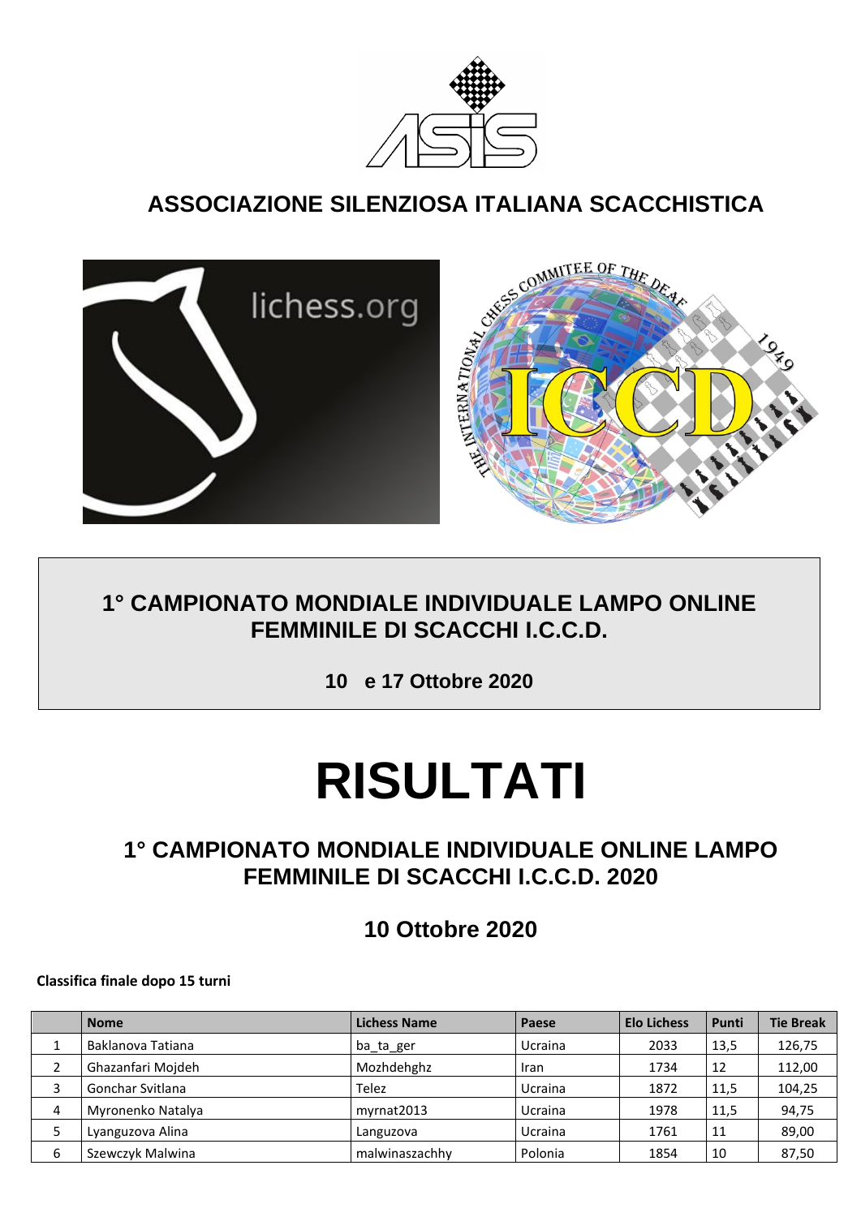## ASSOCIAZIONE SILENZIOSA ITALIANA SCACCHISTICA

### 1° CAMPIONATO MONDIALE INDIVIDUALE LAMPO ONLINE FEMMINILE DI SCACCHI I.C.C.D.

**10 e 17 Ottobre 2020**

# RISULTATI

## 1° CAMPIONATO MONDIALE INDIVIDUALE ONLINE LAMPO FEMMINILE DI SCACCHI I.C.C.D. 2020

## 10 Ottobre 2020

**Classifica finale dopo 15 turni**

| | Nome | Lichess Name | Paese | Elo Lichess | Punti | Tie Break |
|---|---|---|---|---|---|---|
| 1 | Baklanova Tatiana | ba_ta_ger | Ucraina | 2033 | 13,5 | 126,75 |
| 2 | Ghazanfari Mojdeh | Mozhdehghz | Iran | 1734 | 12 | 112,00 |
| 3 | Gonchar Svitlana | Telez | Ucraina | 1872 | 11,5 | 104,25 |
| 4 | Myronenko Natalya | myrnat2013 | Ucraina | 1978 | 11,5 | 94,75 |
| 5 | Lyanguzova Alina | Languzova | Ucraina | 1761 | 11 | 89,00 |
| 6 | Szewczyk Malwina | malwinaszachhy | Polonia | 1854 | 10 | 87,50 |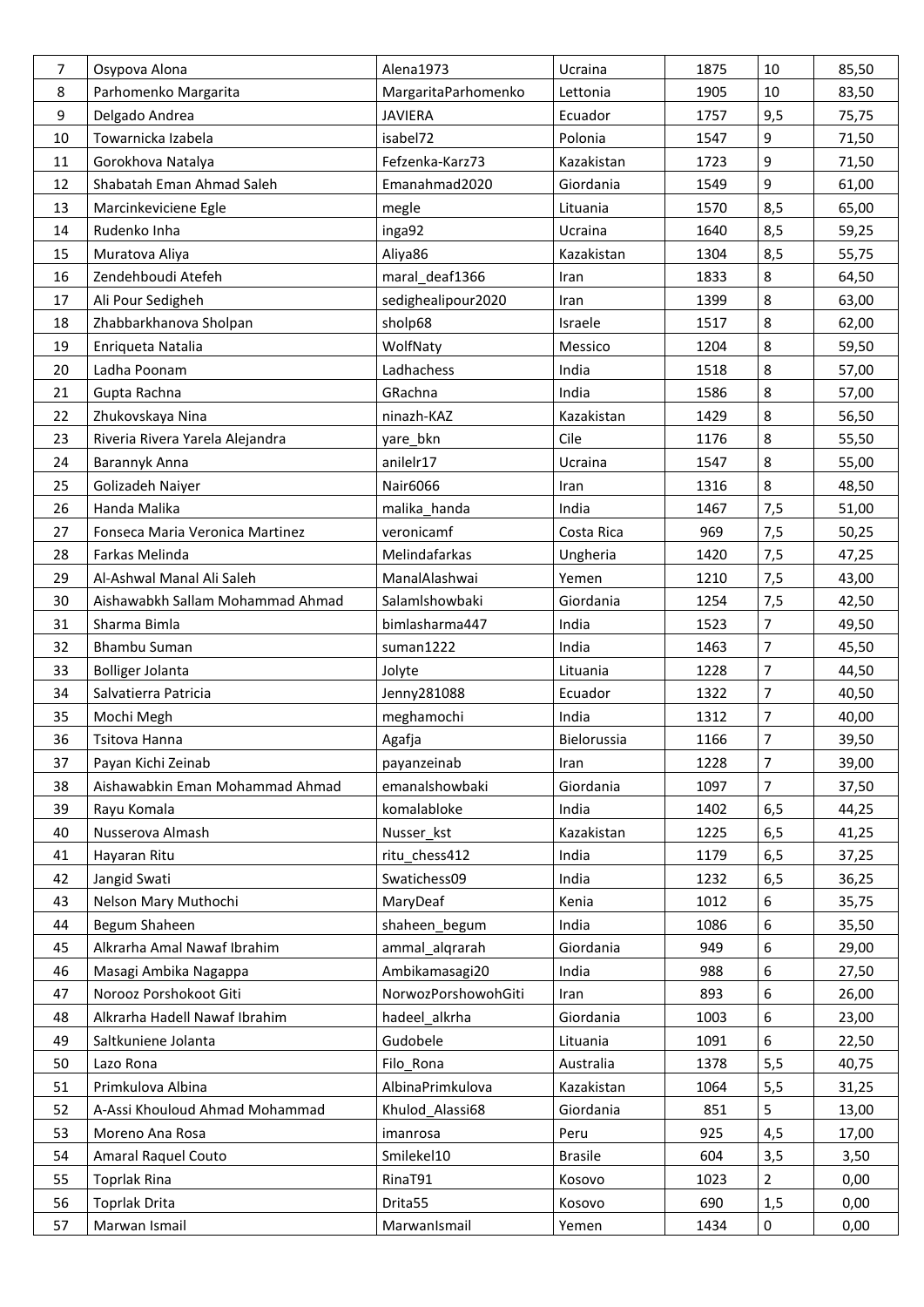| | | | | | | |
|---|---|---|---|---|---|---|
| 7 | Osypova Alona | Alena1973 | Ucraina | 1875 | 10 | 85,50 |
| 8 | Parhomenko Margarita | MargaritaParhomenko | Lettonia | 1905 | 10 | 83,50 |
| 9 | Delgado Andrea | JAVIERA | Ecuador | 1757 | 9,5 | 75,75 |
| 10 | Towarnicka Izabela | isabel72 | Polonia | 1547 | 9 | 71,50 |
| 11 | Gorokhova Natalya | Fefzenka-Karz73 | Kazakistan | 1723 | 9 | 71,50 |
| 12 | Shabatah Eman Ahmad Saleh | Emanahmad2020 | Giordania | 1549 | 9 | 61,00 |
| 13 | Marcinkeviciene Egle | megle | Lituania | 1570 | 8,5 | 65,00 |
| 14 | Rudenko Inha | inga92 | Ucraina | 1640 | 8,5 | 59,25 |
| 15 | Muratova Aliya | Aliya86 | Kazakistan | 1304 | 8,5 | 55,75 |
| 16 | Zendehboudi Atefeh | maral_deaf1366 | Iran | 1833 | 8 | 64,50 |
| 17 | Ali Pour Sedigheh | sedighealipour2020 | Iran | 1399 | 8 | 63,00 |
| 18 | Zhabbarkhanova Sholpan | sholp68 | Israele | 1517 | 8 | 62,00 |
| 19 | Enriqueta Natalia | WolfNaty | Messico | 1204 | 8 | 59,50 |
| 20 | Ladha Poonam | Ladhachess | India | 1518 | 8 | 57,00 |
| 21 | Gupta Rachna | GRachna | India | 1586 | 8 | 57,00 |
| 22 | Zhukovskaya Nina | ninazh-KAZ | Kazakistan | 1429 | 8 | 56,50 |
| 23 | Riveria Rivera Yarela Alejandra | yare_bkn | Cile | 1176 | 8 | 55,50 |
| 24 | Barannyk Anna | anilelr17 | Ucraina | 1547 | 8 | 55,00 |
| 25 | Golizadeh Naiyer | Nair6066 | Iran | 1316 | 8 | 48,50 |
| 26 | Handa Malika | malika_handa | India | 1467 | 7,5 | 51,00 |
| 27 | Fonseca Maria Veronica Martinez | veronicamf | Costa Rica | 969 | 7,5 | 50,25 |
| 28 | Farkas Melinda | Melindafarkas | Ungheria | 1420 | 7,5 | 47,25 |
| 29 | Al-Ashwal Manal Ali Saleh | ManalAlashwai | Yemen | 1210 | 7,5 | 43,00 |
| 30 | Aishawabkh Sallam Mohammad Ahmad | Salamlshowbaki | Giordania | 1254 | 7,5 | 42,50 |
| 31 | Sharma Bimla | bimlasharma447 | India | 1523 | 7 | 49,50 |
| 32 | Bhambu Suman | suman1222 | India | 1463 | 7 | 45,50 |
| 33 | Bolliger Jolanta | Jolyte | Lituania | 1228 | 7 | 44,50 |
| 34 | Salvatierra Patricia | Jenny281088 | Ecuador | 1322 | 7 | 40,50 |
| 35 | Mochi Megh | meghamochi | India | 1312 | 7 | 40,00 |
| 36 | Tsitova Hanna | Agafja | Bielorussia | 1166 | 7 | 39,50 |
| 37 | Payan Kichi Zeinab | payanzeinab | Iran | 1228 | 7 | 39,00 |
| 38 | Aishawabkin Eman Mohammad Ahmad | emanalshowbaki | Giordania | 1097 | 7 | 37,50 |
| 39 | Rayu Komala | komalabloke | India | 1402 | 6,5 | 44,25 |
| 40 | Nusserova Almash | Nusser_kst | Kazakistan | 1225 | 6,5 | 41,25 |
| 41 | Hayaran Ritu | ritu_chess412 | India | 1179 | 6,5 | 37,25 |
| 42 | Jangid Swati | Swatichess09 | India | 1232 | 6,5 | 36,25 |
| 43 | Nelson Mary Muthochi | MaryDeaf | Kenia | 1012 | 6 | 35,75 |
| 44 | Begum Shaheen | shaheen_begum | India | 1086 | 6 | 35,50 |
| 45 | Alkrarha Amal Nawaf Ibrahim | ammal_alqrarah | Giordania | 949 | 6 | 29,00 |
| 46 | Masagi Ambika Nagappa | Ambikamasagi20 | India | 988 | 6 | 27,50 |
| 47 | Norooz Porshokoot Giti | NorwozPorshowohGiti | Iran | 893 | 6 | 26,00 |
| 48 | Alkrarha Hadell Nawaf Ibrahim | hadeel_alkrha | Giordania | 1003 | 6 | 23,00 |
| 49 | Saltkuniene Jolanta | Gudobele | Lituania | 1091 | 6 | 22,50 |
| 50 | Lazo Rona | Filo_Rona | Australia | 1378 | 5,5 | 40,75 |
| 51 | Primkulova Albina | AlbinaPrimkulova | Kazakistan | 1064 | 5,5 | 31,25 |
| 52 | A-Assi Khouloud Ahmad Mohammad | Khulod_Alassi68 | Giordania | 851 | 5 | 13,00 |
| 53 | Moreno Ana Rosa | imanrosa | Peru | 925 | 4,5 | 17,00 |
| 54 | Amaral Raquel Couto | Smilekel10 | Brasile | 604 | 3,5 | 3,50 |
| 55 | Toprlak Rina | RinaT91 | Kosovo | 1023 | 2 | 0,00 |
| 56 | Toprlak Drita | Drita55 | Kosovo | 690 | 1,5 | 0,00 |
| 57 | Marwan Ismail | MarwanIsmail | Yemen | 1434 | 0 | 0,00 |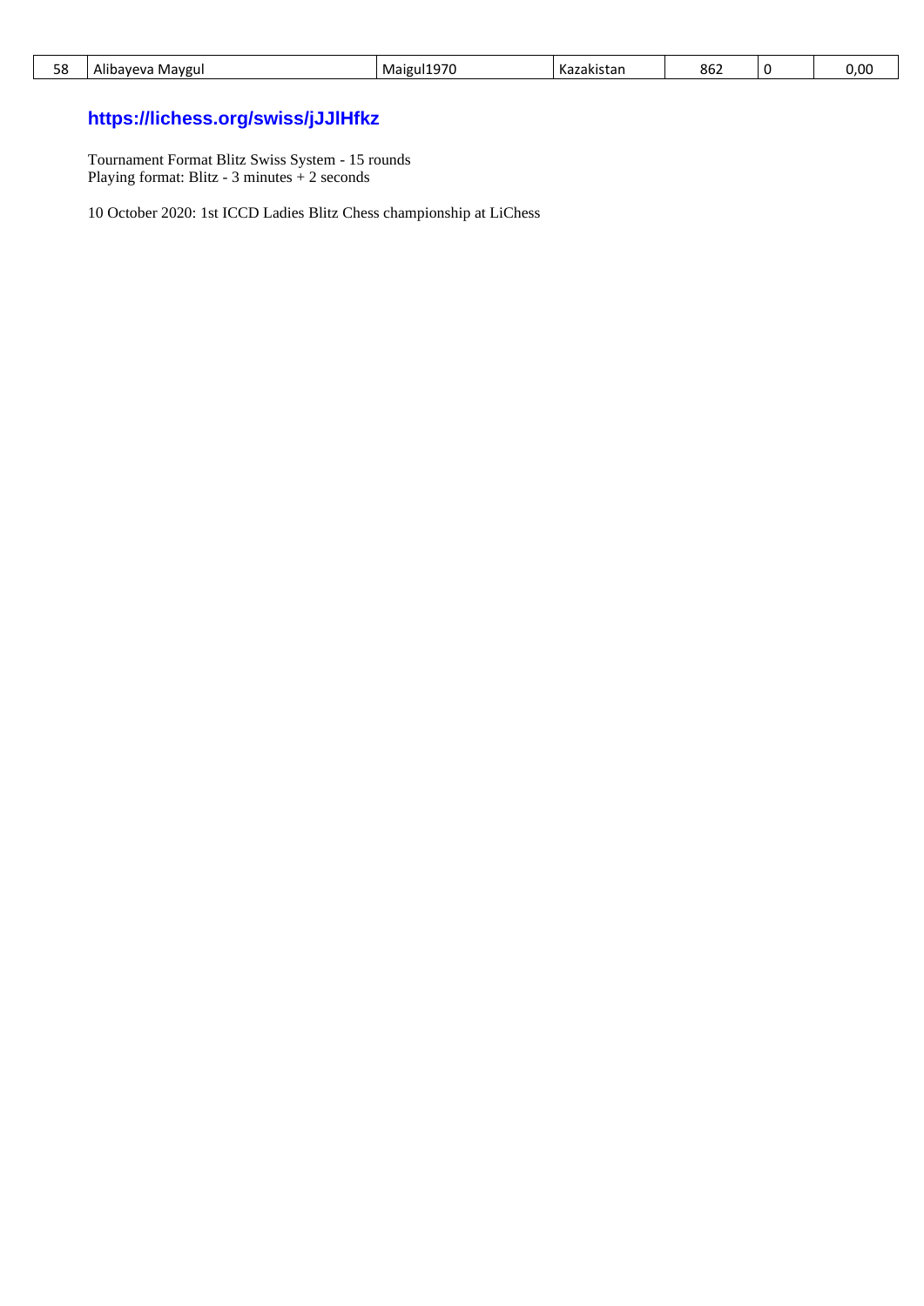| | | | | | | |
|---|---|---|---|---|---|---|
| 58 | Alibayeva Maygul | Maigul1970 | Kazakistan | 862 | 0 | 0,00 |

**https://lichess.org/swiss/jJJlHfkz**

Tournament Format Blitz Swiss System - 15 rounds
Playing format: Blitz - 3 minutes + 2 seconds

10 October 2020: 1st ICCD Ladies Blitz Chess championship at LiChess